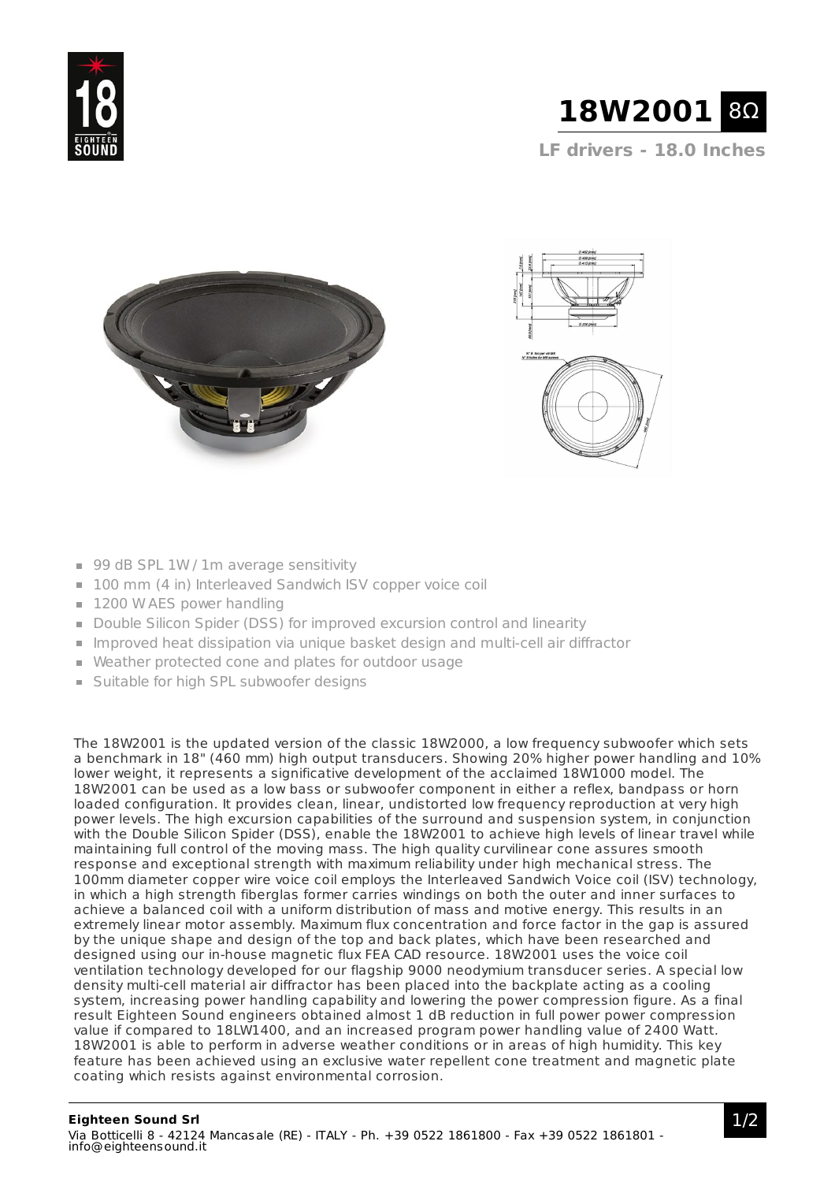# 18W2001 8Ω

## LF drivers - 18.0 Inches

- 99 dB SPL 1W / 1m average sensitivity
- 100 mm (4 in) Interleaved Sandwich ISV copper voice coil
- 1200 W AES power handling
- Double Silicon Spider (DSS) for improved excursion control and linearity
- Improved heat dissipation via unique basket design and multi-cell air diffractor
- Weather protected cone and plates for outdoor usage
- Suitable for high SPL subwoofer designs

The 18W2001 is the updated version of the classic 18W2000, a low frequency subwoofer which sets a benchmark in 18" (460 mm) high output transducers. Showing 20% higher power handling and 10% lower weight, it represents a significative development of the acclaimed 18W1000 model. The 18W2001 can be used as a low bass or subwoofer component in either a reflex, bandpass or horn loaded configuration. It provides clean, linear, undistorted low frequency reproduction at very high power levels. The high excursion capabilities of the surround and suspension system, in conjunction with the Double Silicon Spider (DSS), enable the 18W2001 to achieve high levels of linear travel while maintaining full control of the moving mass. The high quality curvilinear cone assures smooth response and exceptional strength with maximum reliability under high mechanical stress. The 100mm diameter copper wire voice coil employs the Interleaved Sandwich Voice coil (ISV) technology, in which a high strength fiberglas former carries windings on both the outer and inner surfaces to achieve a balanced coil with a uniform distribution of mass and motive energy. This results in an extremely linear motor assembly. Maximum flux concentration and force factor in the gap is assured by the unique shape and design of the top and back plates, which have been researched and designed using our in-house magnetic flux FEA CAD resource. 18W2001 uses the voice coil ventilation technology developed for our flagship 9000 neodymium transducer series. A special low density multi-cell material air diffractor has been placed into the backplate acting as a cooling system, increasing power handling capability and lowering the power compression figure. As a final result Eighteen Sound engineers obtained almost 1 dB reduction in full power power compression value if compared to 18LW1400, and an increased program power handling value of 2400 Watt. 18W2001 is able to perform in adverse weather conditions or in areas of high humidity. This key feature has been achieved using an exclusive water repellent cone treatment and magnetic plate coating which resists against environmental corrosion.

**Eighteen Sound Srl**
Via Botticelli 8 - 42124 Mancasale (RE) - ITALY - Ph. +39 0522 1861800 - Fax +39 0522 1861801 - info@eighteensound.it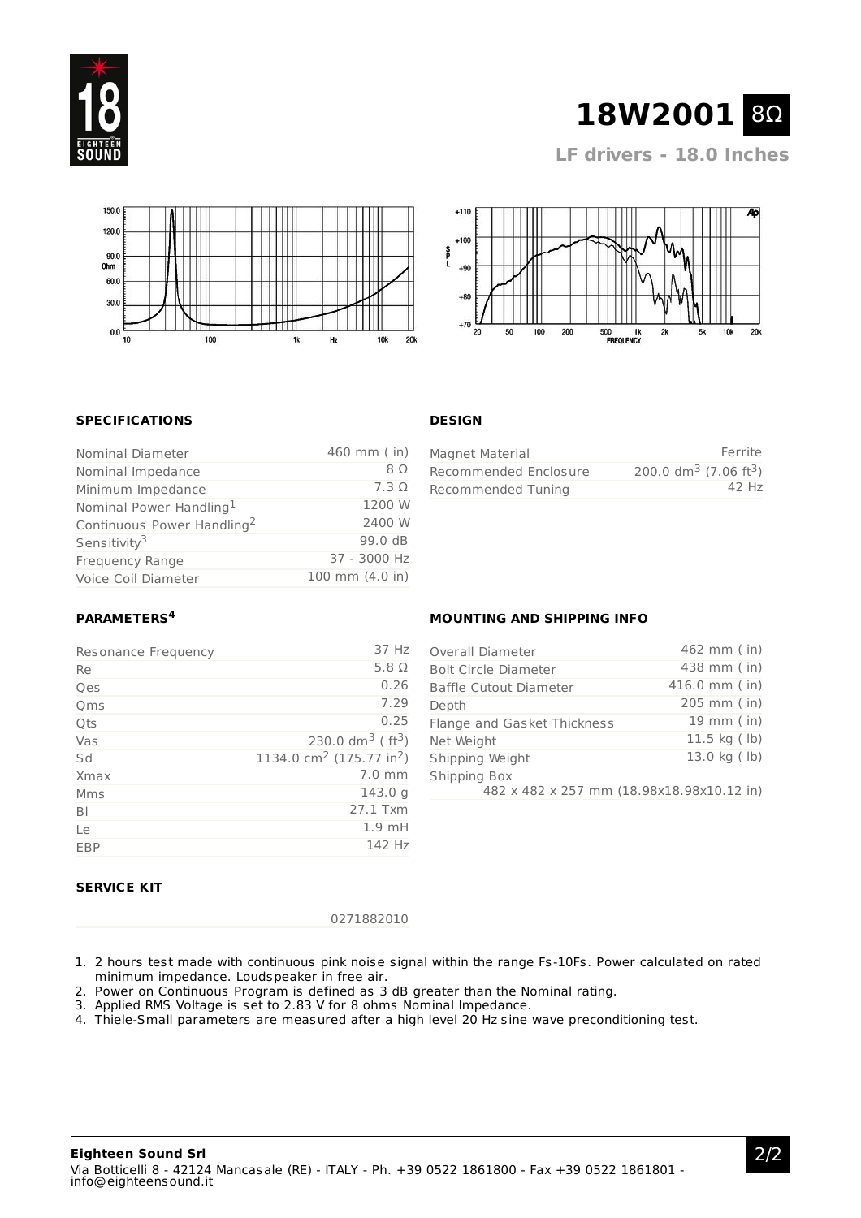# 18W2001 8Ω

## LF drivers - 18.0 Inches

150.0
120.0
90.0
Ohm
60.0
30.0
0.0
10
100
1k
Hz
10k
20k

+110
+100
SPL
+90
+80
+70
20
50
100
200
500
1k
2k
5k
10k
20k
FREQUENCY

### SPECIFICATIONS

| | |
|---|---|
| Nominal Diameter | 460 mm ( in) |
| Nominal Impedance | 8 Ω |
| Minimum Impedance | 7.3 Ω |
| Nominal Power Handling[1] | 1200 W |
| Continuous Power Handling[2] | 2400 W |
| Sensitivity[3] | 99.0 dB |
| Frequency Range | 37 - 3000 Hz |
| Voice Coil Diameter | 100 mm (4.0 in) |

### DESIGN

| | |
|---|---|
| Magnet Material | Ferrite |
| Recommended Enclosure | 200.0 $dm^3$ (7.06 $ft^3$) |
| Recommended Tuning | 42 Hz |

### PARAMETERS[4]

| | |
|---|---|
| Resonance Frequency | 37 Hz |
| Re | 5.8 Ω |
| Qes | 0.26 |
| Qms | 7.29 |
| Qts | 0.25 |
| Vas | 230.0 $dm^3$ ( $ft^3$) |
| Sd | 1134.0 $cm^2$ (175.77 $in^2$) |
| Xmax | 7.0 mm |
| Mms | 143.0 g |
| Bl | 27.1 Txm |
| Le | 1.9 mH |
| EBP | 142 Hz |

### MOUNTING AND SHIPPING INFO

| | |
|---|---|
| Overall Diameter | 462 mm ( in) |
| Bolt Circle Diameter | 438 mm ( in) |
| Baffle Cutout Diameter | 416.0 mm ( in) |
| Depth | 205 mm ( in) |
| Flange and Gasket Thickness | 19 mm ( in) |
| Net Weight | 11.5 kg ( lb) |
| Shipping Weight | 13.0 kg ( lb) |
| Shipping Box | 482 x 482 x 257 mm (18.98x18.98x10.12 in) |

### SERVICE KIT

0271882010

1. 2 hours test made with continuous pink noise signal within the range Fs-10Fs. Power calculated on rated minimum impedance. Loudspeaker in free air.
2. Power on Continuous Program is defined as 3 dB greater than the Nominal rating.
3. Applied RMS Voltage is set to 2.83 V for 8 ohms Nominal Impedance.
4. Thiele-Small parameters are measured after a high level 20 Hz sine wave preconditioning test.

**Eighteen Sound Srl**
Via Botticelli 8 - 42124 Mancasale (RE) - ITALY - Ph. +39 0522 1861800 - Fax +39 0522 1861801 - info@eighteensound.it